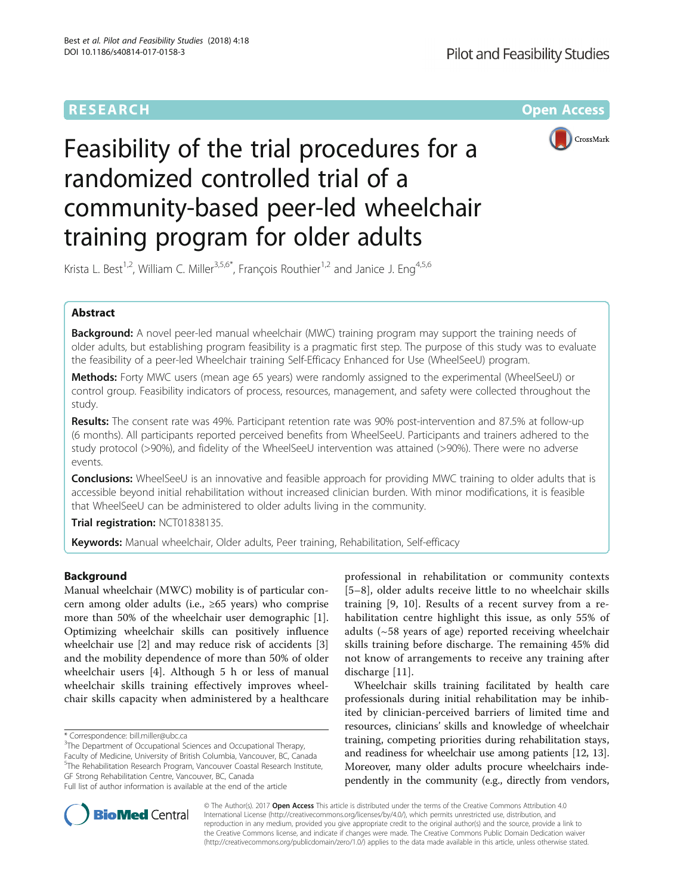# RESEARCH

Open Access

# Feasibility of the trial procedures for a randomized controlled trial of a community-based peer-led wheelchair training program for older adults

Krista L. Best[1,2], William C. Miller[3,5,6*], François Routhier[1,2] and Janice J. Eng[4,5,6]

## Abstract

**Background:** A novel peer-led manual wheelchair (MWC) training program may support the training needs of older adults, but establishing program feasibility is a pragmatic first step. The purpose of this study was to evaluate the feasibility of a peer-led Wheelchair training Self-Efficacy Enhanced for Use (WheelSeeU) program.

**Methods:** Forty MWC users (mean age 65 years) were randomly assigned to the experimental (WheelSeeU) or control group. Feasibility indicators of process, resources, management, and safety were collected throughout the study.

**Results:** The consent rate was 49%. Participant retention rate was 90% post-intervention and 87.5% at follow-up (6 months). All participants reported perceived benefits from WheelSeeU. Participants and trainers adhered to the study protocol (>90%), and fidelity of the WheelSeeU intervention was attained (>90%). There were no adverse events.

**Conclusions:** WheelSeeU is an innovative and feasible approach for providing MWC training to older adults that is accessible beyond initial rehabilitation without increased clinician burden. With minor modifications, it is feasible that WheelSeeU can be administered to older adults living in the community.

**Trial registration:** NCT01838135.

**Keywords:** Manual wheelchair, Older adults, Peer training, Rehabilitation, Self-efficacy

## Background

Manual wheelchair (MWC) mobility is of particular concern among older adults (i.e., ≥65 years) who comprise more than 50% of the wheelchair user demographic [1]. Optimizing wheelchair skills can positively influence wheelchair use [2] and may reduce risk of accidents [3] and the mobility dependence of more than 50% of older wheelchair users [4]. Although 5 h or less of manual wheelchair skills training effectively improves wheelchair skills capacity when administered by a healthcare professional in rehabilitation or community contexts [5–8], older adults receive little to no wheelchair skills training [9, 10]. Results of a recent survey from a rehabilitation centre highlight this issue, as only 55% of adults (~58 years of age) reported receiving wheelchair skills training before discharge. The remaining 45% did not know of arrangements to receive any training after discharge [11].

Wheelchair skills training facilitated by health care professionals during initial rehabilitation may be inhibited by clinician-perceived barriers of limited time and resources, clinicians' skills and knowledge of wheelchair training, competing priorities during rehabilitation stays, and readiness for wheelchair use among patients [12, 13]. Moreover, many older adults procure wheelchairs independently in the community (e.g., directly from vendors,

---

\* Correspondence: bill.miller@ubc.ca
[3]The Department of Occupational Sciences and Occupational Therapy, Faculty of Medicine, University of British Columbia, Vancouver, BC, Canada
[5]The Rehabilitation Research Program, Vancouver Coastal Research Institute, GF Strong Rehabilitation Centre, Vancouver, BC, Canada
Full list of author information is available at the end of the article

© The Author(s). 2017 **Open Access** This article is distributed under the terms of the Creative Commons Attribution 4.0 International License (http://creativecommons.org/licenses/by/4.0/), which permits unrestricted use, distribution, and reproduction in any medium, provided you give appropriate credit to the original author(s) and the source, provide a link to the Creative Commons license, and indicate if changes were made. The Creative Commons Public Domain Dedication waiver (http://creativecommons.org/publicdomain/zero/1.0/) applies to the data made available in this article, unless otherwise stated.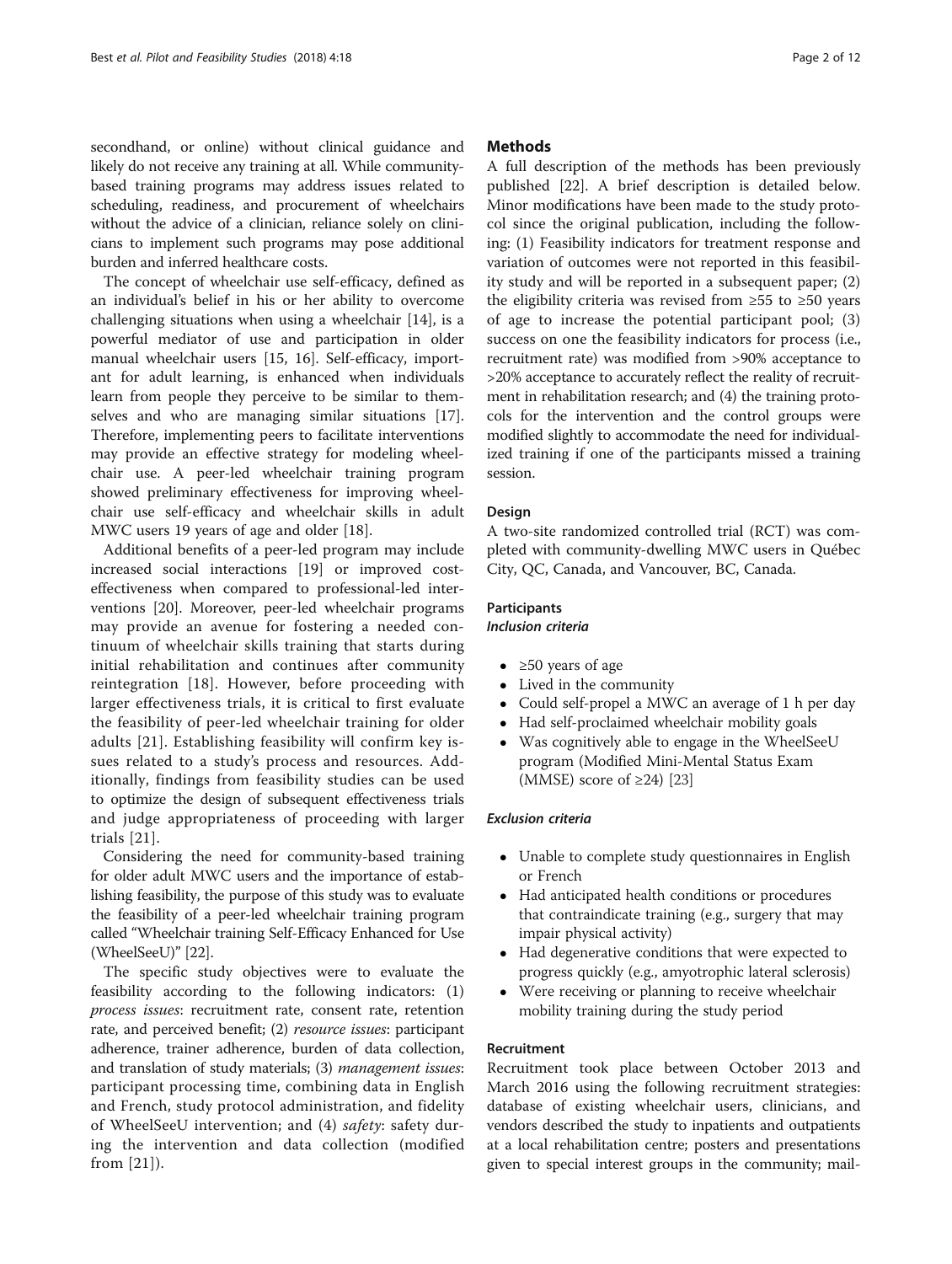secondhand, or online) without clinical guidance and likely do not receive any training at all. While community-based training programs may address issues related to scheduling, readiness, and procurement of wheelchairs without the advice of a clinician, reliance solely on clinicians to implement such programs may pose additional burden and inferred healthcare costs.

The concept of wheelchair use self-efficacy, defined as an individual's belief in his or her ability to overcome challenging situations when using a wheelchair [14], is a powerful mediator of use and participation in older manual wheelchair users [15, 16]. Self-efficacy, important for adult learning, is enhanced when individuals learn from people they perceive to be similar to themselves and who are managing similar situations [17]. Therefore, implementing peers to facilitate interventions may provide an effective strategy for modeling wheelchair use. A peer-led wheelchair training program showed preliminary effectiveness for improving wheelchair use self-efficacy and wheelchair skills in adult MWC users 19 years of age and older [18].

Additional benefits of a peer-led program may include increased social interactions [19] or improved cost-effectiveness when compared to professional-led interventions [20]. Moreover, peer-led wheelchair programs may provide an avenue for fostering a needed continuum of wheelchair skills training that starts during initial rehabilitation and continues after community reintegration [18]. However, before proceeding with larger effectiveness trials, it is critical to first evaluate the feasibility of peer-led wheelchair training for older adults [21]. Establishing feasibility will confirm key issues related to a study's process and resources. Additionally, findings from feasibility studies can be used to optimize the design of subsequent effectiveness trials and judge appropriateness of proceeding with larger trials [21].

Considering the need for community-based training for older adult MWC users and the importance of establishing feasibility, the purpose of this study was to evaluate the feasibility of a peer-led wheelchair training program called "Wheelchair training Self-Efficacy Enhanced for Use (WheelSeeU)" [22].

The specific study objectives were to evaluate the feasibility according to the following indicators: (1) *process issues*: recruitment rate, consent rate, retention rate, and perceived benefit; (2) *resource issues*: participant adherence, trainer adherence, burden of data collection, and translation of study materials; (3) *management issues*: participant processing time, combining data in English and French, study protocol administration, and fidelity of WheelSeeU intervention; and (4) *safety*: safety during the intervention and data collection (modified from [21]).

## Methods

A full description of the methods has been previously published [22]. A brief description is detailed below. Minor modifications have been made to the study protocol since the original publication, including the following: (1) Feasibility indicators for treatment response and variation of outcomes were not reported in this feasibility study and will be reported in a subsequent paper; (2) the eligibility criteria was revised from ≥55 to ≥50 years of age to increase the potential participant pool; (3) success on one the feasibility indicators for process (i.e., recruitment rate) was modified from >90% acceptance to >20% acceptance to accurately reflect the reality of recruitment in rehabilitation research; and (4) the training protocols for the intervention and the control groups were modified slightly to accommodate the need for individualized training if one of the participants missed a training session.

### Design

A two-site randomized controlled trial (RCT) was completed with community-dwelling MWC users in Québec City, QC, Canada, and Vancouver, BC, Canada.

### Participants

#### *Inclusion criteria*

- ≥50 years of age
- Lived in the community
- Could self-propel a MWC an average of 1 h per day
- Had self-proclaimed wheelchair mobility goals
- Was cognitively able to engage in the WheelSeeU program (Modified Mini-Mental Status Exam (MMSE) score of ≥24) [23]

#### *Exclusion criteria*

- Unable to complete study questionnaires in English or French
- Had anticipated health conditions or procedures that contraindicate training (e.g., surgery that may impair physical activity)
- Had degenerative conditions that were expected to progress quickly (e.g., amyotrophic lateral sclerosis)
- Were receiving or planning to receive wheelchair mobility training during the study period

### Recruitment

Recruitment took place between October 2013 and March 2016 using the following recruitment strategies: database of existing wheelchair users, clinicians, and vendors described the study to inpatients and outpatients at a local rehabilitation centre; posters and presentations given to special interest groups in the community; mail-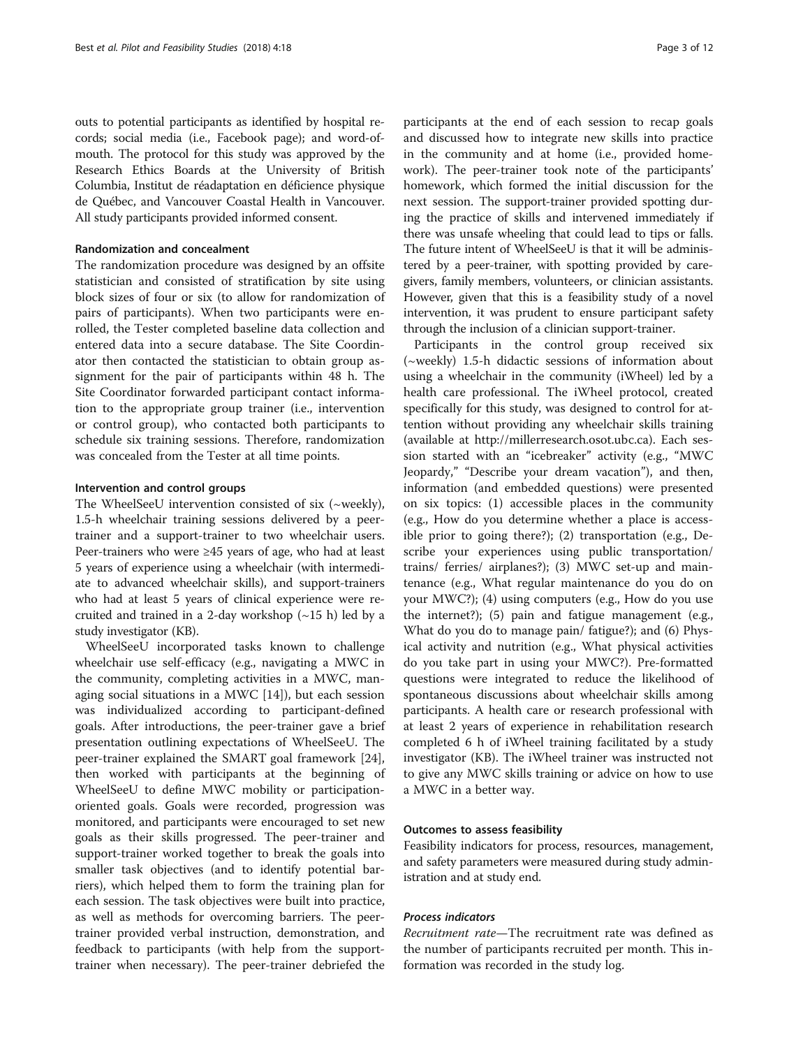outs to potential participants as identified by hospital records; social media (i.e., Facebook page); and word-of-mouth. The protocol for this study was approved by the Research Ethics Boards at the University of British Columbia, Institut de réadaptation en déficience physique de Québec, and Vancouver Coastal Health in Vancouver. All study participants provided informed consent.

### Randomization and concealment

The randomization procedure was designed by an offsite statistician and consisted of stratification by site using block sizes of four or six (to allow for randomization of pairs of participants). When two participants were enrolled, the Tester completed baseline data collection and entered data into a secure database. The Site Coordinator then contacted the statistician to obtain group assignment for the pair of participants within 48 h. The Site Coordinator forwarded participant contact information to the appropriate group trainer (i.e., intervention or control group), who contacted both participants to schedule six training sessions. Therefore, randomization was concealed from the Tester at all time points.

### Intervention and control groups

The WheelSeeU intervention consisted of six (~weekly), 1.5-h wheelchair training sessions delivered by a peer-trainer and a support-trainer to two wheelchair users. Peer-trainers who were ≥45 years of age, who had at least 5 years of experience using a wheelchair (with intermediate to advanced wheelchair skills), and support-trainers who had at least 5 years of clinical experience were recruited and trained in a 2-day workshop (~15 h) led by a study investigator (KB).

WheelSeeU incorporated tasks known to challenge wheelchair use self-efficacy (e.g., navigating a MWC in the community, completing activities in a MWC, managing social situations in a MWC [14]), but each session was individualized according to participant-defined goals. After introductions, the peer-trainer gave a brief presentation outlining expectations of WheelSeeU. The peer-trainer explained the SMART goal framework [24], then worked with participants at the beginning of WheelSeeU to define MWC mobility or participation-oriented goals. Goals were recorded, progression was monitored, and participants were encouraged to set new goals as their skills progressed. The peer-trainer and support-trainer worked together to break the goals into smaller task objectives (and to identify potential barriers), which helped them to form the training plan for each session. The task objectives were built into practice, as well as methods for overcoming barriers. The peer-trainer provided verbal instruction, demonstration, and feedback to participants (with help from the support-trainer when necessary). The peer-trainer debriefed the participants at the end of each session to recap goals and discussed how to integrate new skills into practice in the community and at home (i.e., provided homework). The peer-trainer took note of the participants' homework, which formed the initial discussion for the next session. The support-trainer provided spotting during the practice of skills and intervened immediately if there was unsafe wheeling that could lead to tips or falls. The future intent of WheelSeeU is that it will be administered by a peer-trainer, with spotting provided by caregivers, family members, volunteers, or clinician assistants. However, given that this is a feasibility study of a novel intervention, it was prudent to ensure participant safety through the inclusion of a clinician support-trainer.

Participants in the control group received six (~weekly) 1.5-h didactic sessions of information about using a wheelchair in the community (iWheel) led by a health care professional. The iWheel protocol, created specifically for this study, was designed to control for attention without providing any wheelchair skills training (available at http://millerresearch.osot.ubc.ca). Each session started with an "icebreaker" activity (e.g., "MWC Jeopardy," "Describe your dream vacation"), and then, information (and embedded questions) were presented on six topics: (1) accessible places in the community (e.g., How do you determine whether a place is accessible prior to going there?); (2) transportation (e.g., Describe your experiences using public transportation/ trains/ ferries/ airplanes?); (3) MWC set-up and maintenance (e.g., What regular maintenance do you do on your MWC?); (4) using computers (e.g., How do you use the internet?); (5) pain and fatigue management (e.g., What do you do to manage pain/ fatigue?); and (6) Physical activity and nutrition (e.g., What physical activities do you take part in using your MWC?). Pre-formatted questions were integrated to reduce the likelihood of spontaneous discussions about wheelchair skills among participants. A health care or research professional with at least 2 years of experience in rehabilitation research completed 6 h of iWheel training facilitated by a study investigator (KB). The iWheel trainer was instructed not to give any MWC skills training or advice on how to use a MWC in a better way.

### Outcomes to assess feasibility

Feasibility indicators for process, resources, management, and safety parameters were measured during study administration and at study end.

#### *Process indicators*

*Recruitment rate*—The recruitment rate was defined as the number of participants recruited per month. This information was recorded in the study log.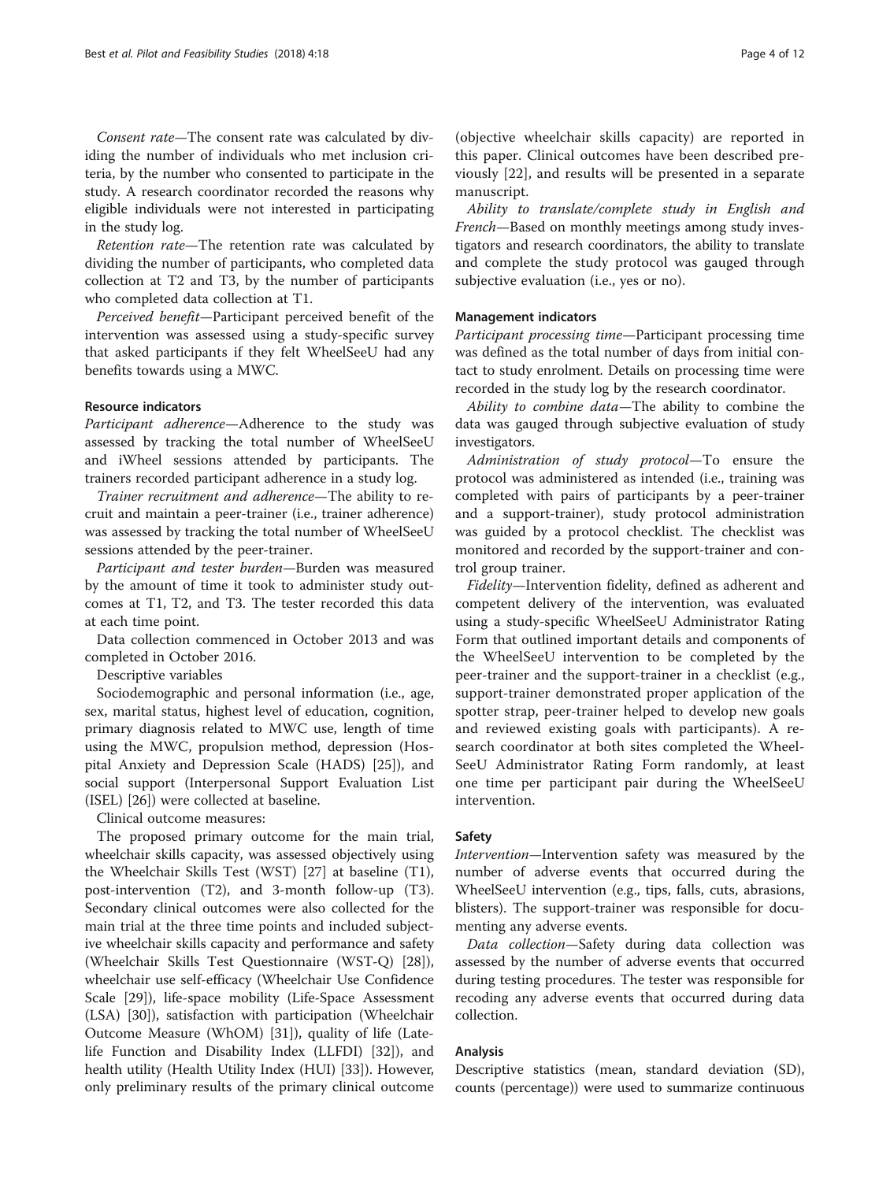*Consent rate*—The consent rate was calculated by dividing the number of individuals who met inclusion criteria, by the number who consented to participate in the study. A research coordinator recorded the reasons why eligible individuals were not interested in participating in the study log.

*Retention rate*—The retention rate was calculated by dividing the number of participants, who completed data collection at T2 and T3, by the number of participants who completed data collection at T1.

*Perceived benefit*—Participant perceived benefit of the intervention was assessed using a study-specific survey that asked participants if they felt WheelSeeU had any benefits towards using a MWC.

#### Resource indicators

*Participant adherence*—Adherence to the study was assessed by tracking the total number of WheelSeeU and iWheel sessions attended by participants. The trainers recorded participant adherence in a study log.

*Trainer recruitment and adherence*—The ability to recruit and maintain a peer-trainer (i.e., trainer adherence) was assessed by tracking the total number of WheelSeeU sessions attended by the peer-trainer.

*Participant and tester burden*—Burden was measured by the amount of time it took to administer study outcomes at T1, T2, and T3. The tester recorded this data at each time point.

Data collection commenced in October 2013 and was completed in October 2016.

Descriptive variables

Sociodemographic and personal information (i.e., age, sex, marital status, highest level of education, cognition, primary diagnosis related to MWC use, length of time using the MWC, propulsion method, depression (Hospital Anxiety and Depression Scale (HADS) [25]), and social support (Interpersonal Support Evaluation List (ISEL) [26]) were collected at baseline.

Clinical outcome measures:

The proposed primary outcome for the main trial, wheelchair skills capacity, was assessed objectively using the Wheelchair Skills Test (WST) [27] at baseline (T1), post-intervention (T2), and 3-month follow-up (T3). Secondary clinical outcomes were also collected for the main trial at the three time points and included subjective wheelchair skills capacity and performance and safety (Wheelchair Skills Test Questionnaire (WST-Q) [28]), wheelchair use self-efficacy (Wheelchair Use Confidence Scale [29]), life-space mobility (Life-Space Assessment (LSA) [30]), satisfaction with participation (Wheelchair Outcome Measure (WhOM) [31]), quality of life (Late-life Function and Disability Index (LLFDI) [32]), and health utility (Health Utility Index (HUI) [33]). However, only preliminary results of the primary clinical outcome (objective wheelchair skills capacity) are reported in this paper. Clinical outcomes have been described previously [22], and results will be presented in a separate manuscript.

*Ability to translate/complete study in English and French*—Based on monthly meetings among study investigators and research coordinators, the ability to translate and complete the study protocol was gauged through subjective evaluation (i.e., yes or no).

#### Management indicators

*Participant processing time*—Participant processing time was defined as the total number of days from initial contact to study enrolment. Details on processing time were recorded in the study log by the research coordinator.

*Ability to combine data*—The ability to combine the data was gauged through subjective evaluation of study investigators.

*Administration of study protocol*—To ensure the protocol was administered as intended (i.e., training was completed with pairs of participants by a peer-trainer and a support-trainer), study protocol administration was guided by a protocol checklist. The checklist was monitored and recorded by the support-trainer and control group trainer.

*Fidelity*—Intervention fidelity, defined as adherent and competent delivery of the intervention, was evaluated using a study-specific WheelSeeU Administrator Rating Form that outlined important details and components of the WheelSeeU intervention to be completed by the peer-trainer and the support-trainer in a checklist (e.g., support-trainer demonstrated proper application of the spotter strap, peer-trainer helped to develop new goals and reviewed existing goals with participants). A research coordinator at both sites completed the WheelSeeU Administrator Rating Form randomly, at least one time per participant pair during the WheelSeeU intervention.

#### Safety

*Intervention*—Intervention safety was measured by the number of adverse events that occurred during the WheelSeeU intervention (e.g., tips, falls, cuts, abrasions, blisters). The support-trainer was responsible for documenting any adverse events.

*Data collection*—Safety during data collection was assessed by the number of adverse events that occurred during testing procedures. The tester was responsible for recoding any adverse events that occurred during data collection.

### Analysis

Descriptive statistics (mean, standard deviation (SD), counts (percentage)) were used to summarize continuous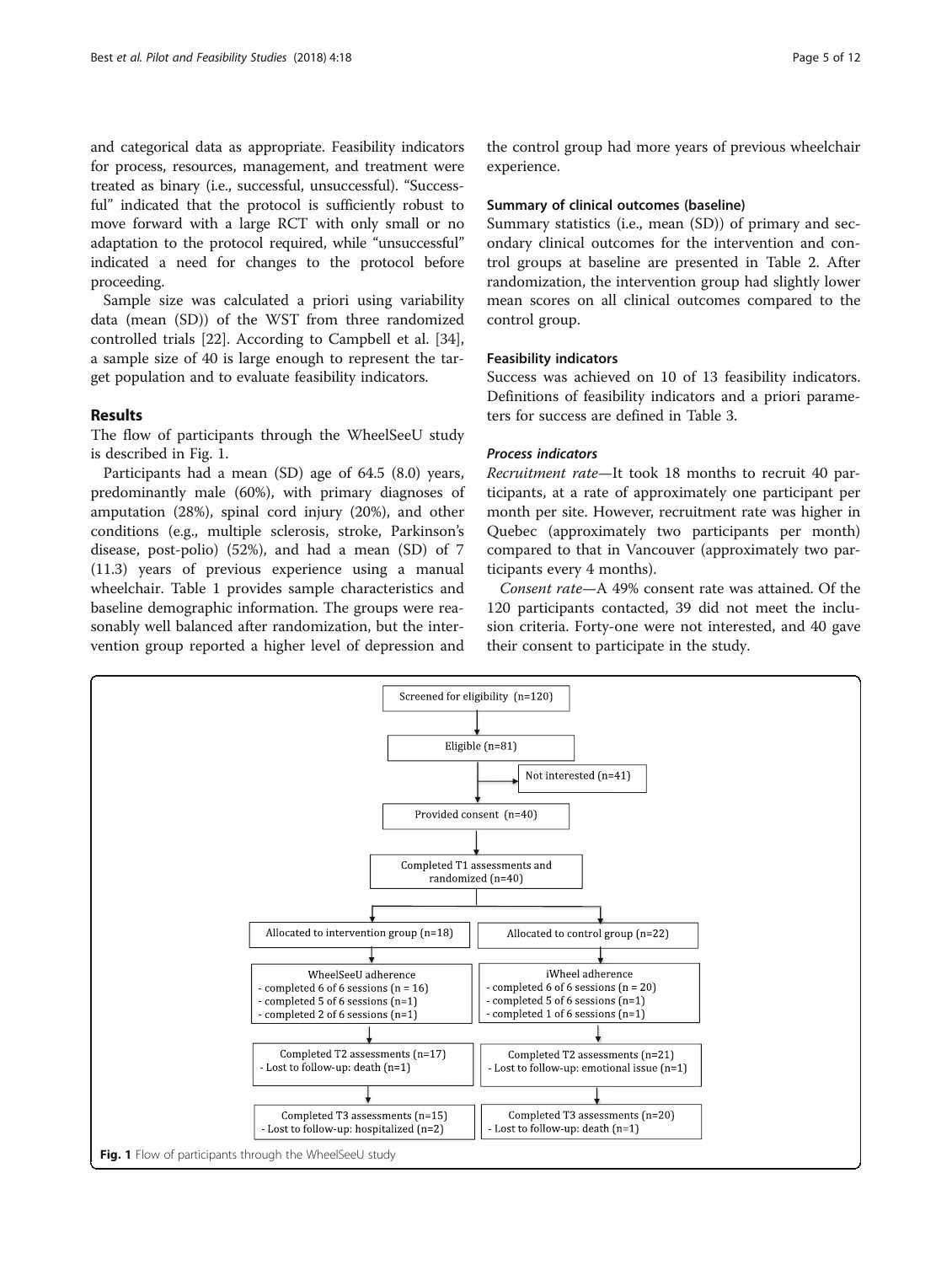and categorical data as appropriate. Feasibility indicators for process, resources, management, and treatment were treated as binary (i.e., successful, unsuccessful). "Successful" indicated that the protocol is sufficiently robust to move forward with a large RCT with only small or no adaptation to the protocol required, while "unsuccessful" indicated a need for changes to the protocol before proceeding.

Sample size was calculated a priori using variability data (mean (SD)) of the WST from three randomized controlled trials [22]. According to Campbell et al. [34], a sample size of 40 is large enough to represent the target population and to evaluate feasibility indicators.

## Results

The flow of participants through the WheelSeeU study is described in Fig. 1.

Participants had a mean (SD) age of 64.5 (8.0) years, predominantly male (60%), with primary diagnoses of amputation (28%), spinal cord injury (20%), and other conditions (e.g., multiple sclerosis, stroke, Parkinson's disease, post-polio) (52%), and had a mean (SD) of 7 (11.3) years of previous experience using a manual wheelchair. Table 1 provides sample characteristics and baseline demographic information. The groups were reasonably well balanced after randomization, but the intervention group reported a higher level of depression and the control group had more years of previous wheelchair experience.

### Summary of clinical outcomes (baseline)

Summary statistics (i.e., mean (SD)) of primary and secondary clinical outcomes for the intervention and control groups at baseline are presented in Table 2. After randomization, the intervention group had slightly lower mean scores on all clinical outcomes compared to the control group.

### Feasibility indicators

Success was achieved on 10 of 13 feasibility indicators. Definitions of feasibility indicators and a priori parameters for success are defined in Table 3.

#### *Process indicators*

*Recruitment rate*—It took 18 months to recruit 40 participants, at a rate of approximately one participant per month per site. However, recruitment rate was higher in Quebec (approximately two participants per month) compared to that in Vancouver (approximately two participants every 4 months).

*Consent rate*—A 49% consent rate was attained. Of the 120 participants contacted, 39 did not meet the inclusion criteria. Forty-one were not interested, and 40 gave their consent to participate in the study.

Screened for eligibility (n=120)
→ Eligible (n=81)
→ Not interested (n=41)
→ Provided consent (n=40)
→ Completed T1 assessments and randomized (n=40)

| Allocated to intervention group (n=18) | Allocated to control group (n=22) |
| --- | --- |
| WheelSeeU adherence<br>- completed 6 of 6 sessions (n = 16)<br>- completed 5 of 6 sessions (n=1)<br>- completed 2 of 6 sessions (n=1) | iWheel adherence<br>- completed 6 of 6 sessions (n = 20)<br>- completed 5 of 6 sessions (n=1)<br>- completed 1 of 6 sessions (n=1) |
| Completed T2 assessments (n=17)<br>- Lost to follow-up: death (n=1) | Completed T2 assessments (n=21)<br>- Lost to follow-up: emotional issue (n=1) |
| Completed T3 assessments (n=15)<br>- Lost to follow-up: hospitalized (n=2) | Completed T3 assessments (n=20)<br>- Lost to follow-up: death (n=1) |

**Fig. 1** Flow of participants through the WheelSeeU study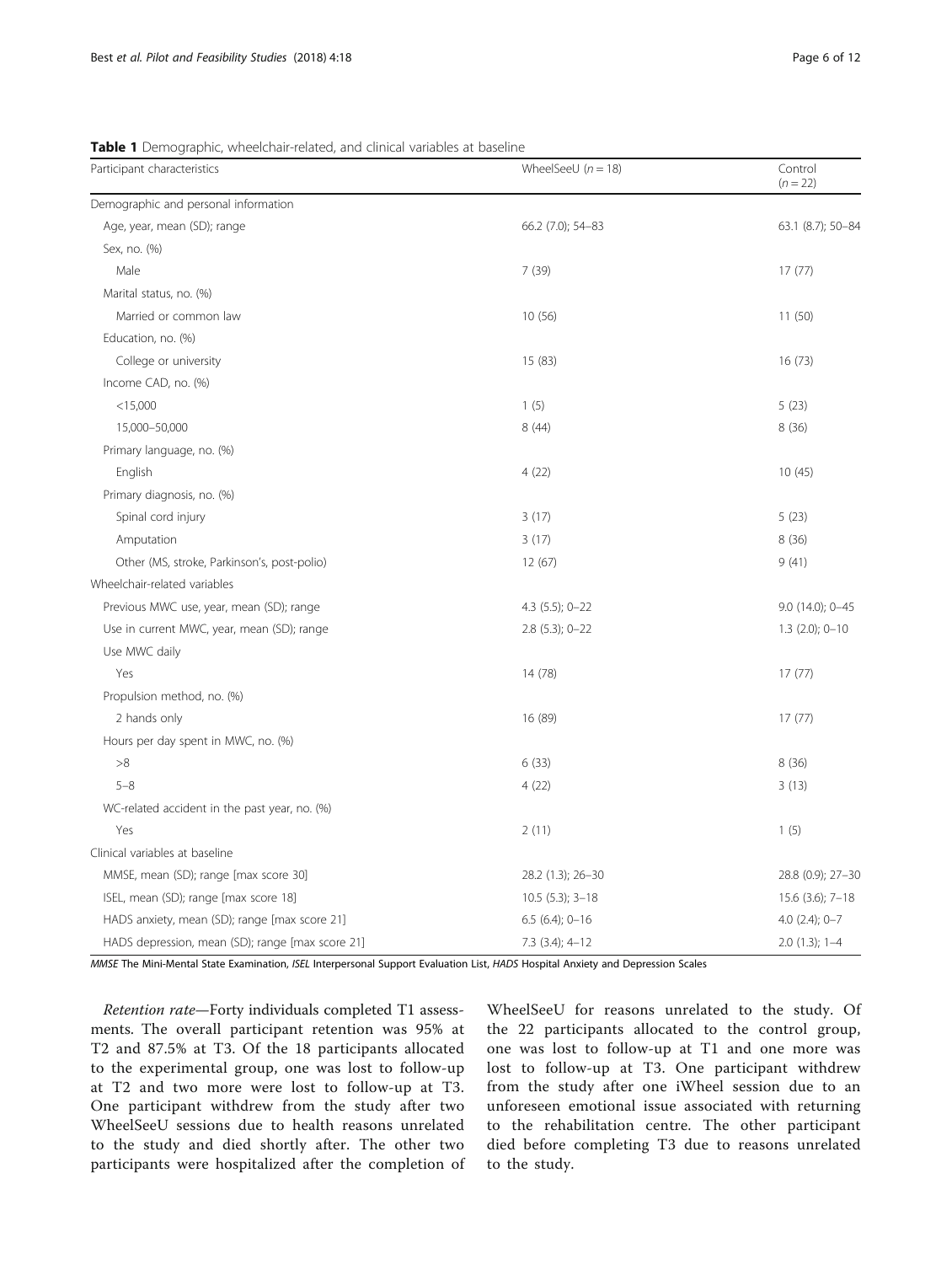**Table 1** Demographic, wheelchair-related, and clinical variables at baseline

| Participant characteristics | WheelSeeU ($n = 18$) | Control ($n = 22$) |
|---|---|---|
| Demographic and personal information | | |
| Age, year, mean (SD); range | 66.2 (7.0); 54–83 | 63.1 (8.7); 50–84 |
| Sex, no. (%) | | |
| Male | 7 (39) | 17 (77) |
| Marital status, no. (%) | | |
| Married or common law | 10 (56) | 11 (50) |
| Education, no. (%) | | |
| College or university | 15 (83) | 16 (73) |
| Income CAD, no. (%) | | |
| <15,000 | 1 (5) | 5 (23) |
| 15,000–50,000 | 8 (44) | 8 (36) |
| Primary language, no. (%) | | |
| English | 4 (22) | 10 (45) |
| Primary diagnosis, no. (%) | | |
| Spinal cord injury | 3 (17) | 5 (23) |
| Amputation | 3 (17) | 8 (36) |
| Other (MS, stroke, Parkinson's, post-polio) | 12 (67) | 9 (41) |
| Wheelchair-related variables | | |
| Previous MWC use, year, mean (SD); range | 4.3 (5.5); 0–22 | 9.0 (14.0); 0–45 |
| Use in current MWC, year, mean (SD); range | 2.8 (5.3); 0–22 | 1.3 (2.0); 0–10 |
| Use MWC daily | | |
| Yes | 14 (78) | 17 (77) |
| Propulsion method, no. (%) | | |
| 2 hands only | 16 (89) | 17 (77) |
| Hours per day spent in MWC, no. (%) | | |
| >8 | 6 (33) | 8 (36) |
| 5–8 | 4 (22) | 3 (13) |
| WC-related accident in the past year, no. (%) | | |
| Yes | 2 (11) | 1 (5) |
| Clinical variables at baseline | | |
| MMSE, mean (SD); range [max score 30] | 28.2 (1.3); 26–30 | 28.8 (0.9); 27–30 |
| ISEL, mean (SD); range [max score 18] | 10.5 (5.3); 3–18 | 15.6 (3.6); 7–18 |
| HADS anxiety, mean (SD); range [max score 21] | 6.5 (6.4); 0–16 | 4.0 (2.4); 0–7 |
| HADS depression, mean (SD); range [max score 21] | 7.3 (3.4); 4–12 | 2.0 (1.3); 1–4 |

*MMSE* The Mini-Mental State Examination, *ISEL* Interpersonal Support Evaluation List, *HADS* Hospital Anxiety and Depression Scales

*Retention rate*—Forty individuals completed T1 assessments. The overall participant retention was 95% at T2 and 87.5% at T3. Of the 18 participants allocated to the experimental group, one was lost to follow-up at T2 and two more were lost to follow-up at T3. One participant withdrew from the study after two WheelSeeU sessions due to health reasons unrelated to the study and died shortly after. The other two participants were hospitalized after the completion of WheelSeeU for reasons unrelated to the study. Of the 22 participants allocated to the control group, one was lost to follow-up at T1 and one more was lost to follow-up at T3. One participant withdrew from the study after one iWheel session due to an unforeseen emotional issue associated with returning to the rehabilitation centre. The other participant died before completing T3 due to reasons unrelated to the study.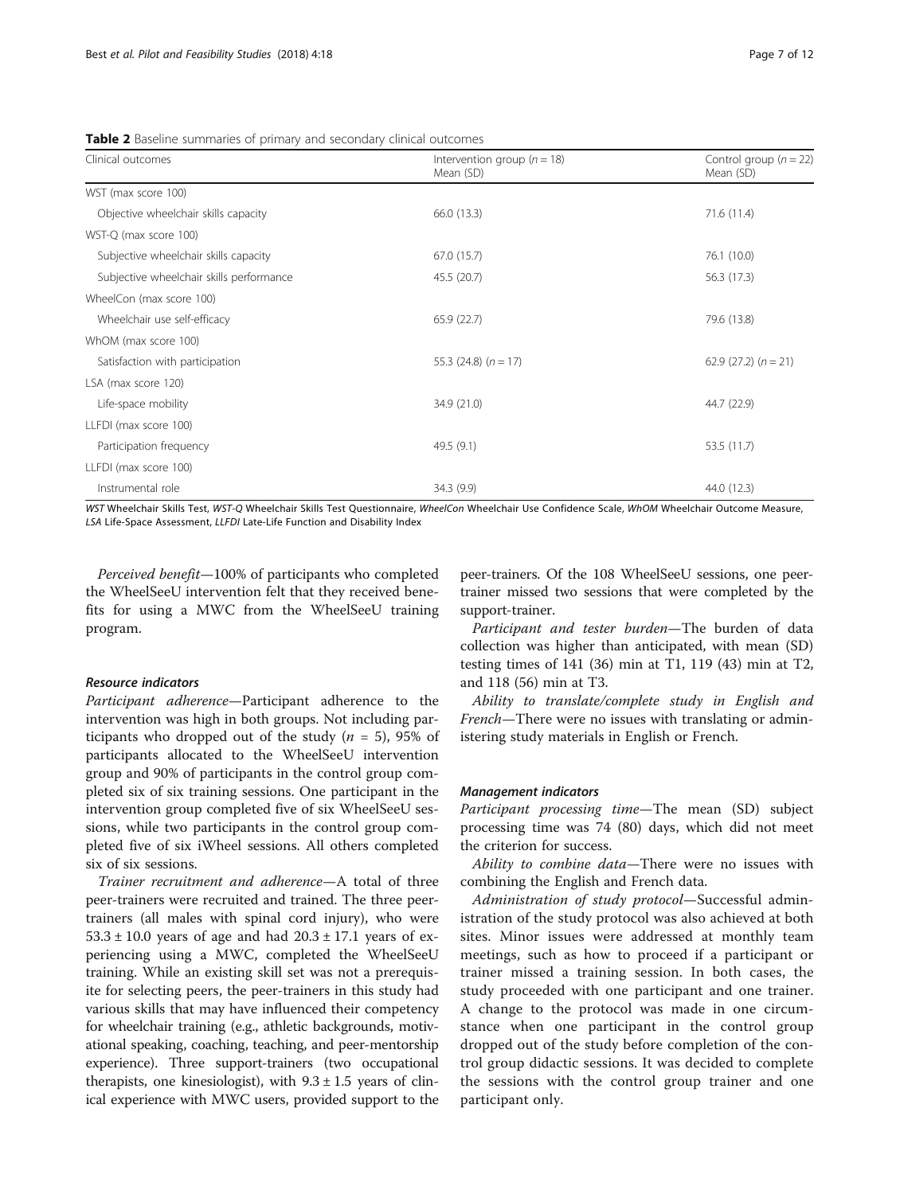**Table 2** Baseline summaries of primary and secondary clinical outcomes

| Clinical outcomes | Intervention group ($n = 18$) Mean (SD) | Control group ($n = 22$) Mean (SD) |
|---|---|---|
| WST (max score 100) | | |
| Objective wheelchair skills capacity | 66.0 (13.3) | 71.6 (11.4) |
| WST-Q (max score 100) | | |
| Subjective wheelchair skills capacity | 67.0 (15.7) | 76.1 (10.0) |
| Subjective wheelchair skills performance | 45.5 (20.7) | 56.3 (17.3) |
| WheelCon (max score 100) | | |
| Wheelchair use self-efficacy | 65.9 (22.7) | 79.6 (13.8) |
| WhOM (max score 100) | | |
| Satisfaction with participation | 55.3 (24.8) ($n = 17$) | 62.9 (27.2) ($n = 21$) |
| LSA (max score 120) | | |
| Life-space mobility | 34.9 (21.0) | 44.7 (22.9) |
| LLFDI (max score 100) | | |
| Participation frequency | 49.5 (9.1) | 53.5 (11.7) |
| LLFDI (max score 100) | | |
| Instrumental role | 34.3 (9.9) | 44.0 (12.3) |

*WST* Wheelchair Skills Test, *WST-Q* Wheelchair Skills Test Questionnaire, *WheelCon* Wheelchair Use Confidence Scale, *WhOM* Wheelchair Outcome Measure, *LSA* Life-Space Assessment, *LLFDI* Late-Life Function and Disability Index

*Perceived benefit*—100% of participants who completed the WheelSeeU intervention felt that they received benefits for using a MWC from the WheelSeeU training program.

#### Resource indicators

*Participant adherence*—Participant adherence to the intervention was high in both groups. Not including participants who dropped out of the study ($n = 5$), 95% of participants allocated to the WheelSeeU intervention group and 90% of participants in the control group completed six of six training sessions. One participant in the intervention group completed five of six WheelSeeU sessions, while two participants in the control group completed five of six iWheel sessions. All others completed six of six sessions.

*Trainer recruitment and adherence*—A total of three peer-trainers were recruited and trained. The three peer-trainers (all males with spinal cord injury), who were $53.3 \pm 10.0$ years of age and had $20.3 \pm 17.1$ years of experiencing using a MWC, completed the WheelSeeU training. While an existing skill set was not a prerequisite for selecting peers, the peer-trainers in this study had various skills that may have influenced their competency for wheelchair training (e.g., athletic backgrounds, motivational speaking, coaching, teaching, and peer-mentorship experience). Three support-trainers (two occupational therapists, one kinesiologist), with $9.3 \pm 1.5$ years of clinical experience with MWC users, provided support to the peer-trainers. Of the 108 WheelSeeU sessions, one peer-trainer missed two sessions that were completed by the support-trainer.

*Participant and tester burden*—The burden of data collection was higher than anticipated, with mean (SD) testing times of 141 (36) min at T1, 119 (43) min at T2, and 118 (56) min at T3.

*Ability to translate/complete study in English and French*—There were no issues with translating or administering study materials in English or French.

#### Management indicators

*Participant processing time*—The mean (SD) subject processing time was 74 (80) days, which did not meet the criterion for success.

*Ability to combine data*—There were no issues with combining the English and French data.

*Administration of study protocol*—Successful administration of the study protocol was also achieved at both sites. Minor issues were addressed at monthly team meetings, such as how to proceed if a participant or trainer missed a training session. In both cases, the study proceeded with one participant and one trainer. A change to the protocol was made in one circumstance when one participant in the control group dropped out of the study before completion of the control group didactic sessions. It was decided to complete the sessions with the control group trainer and one participant only.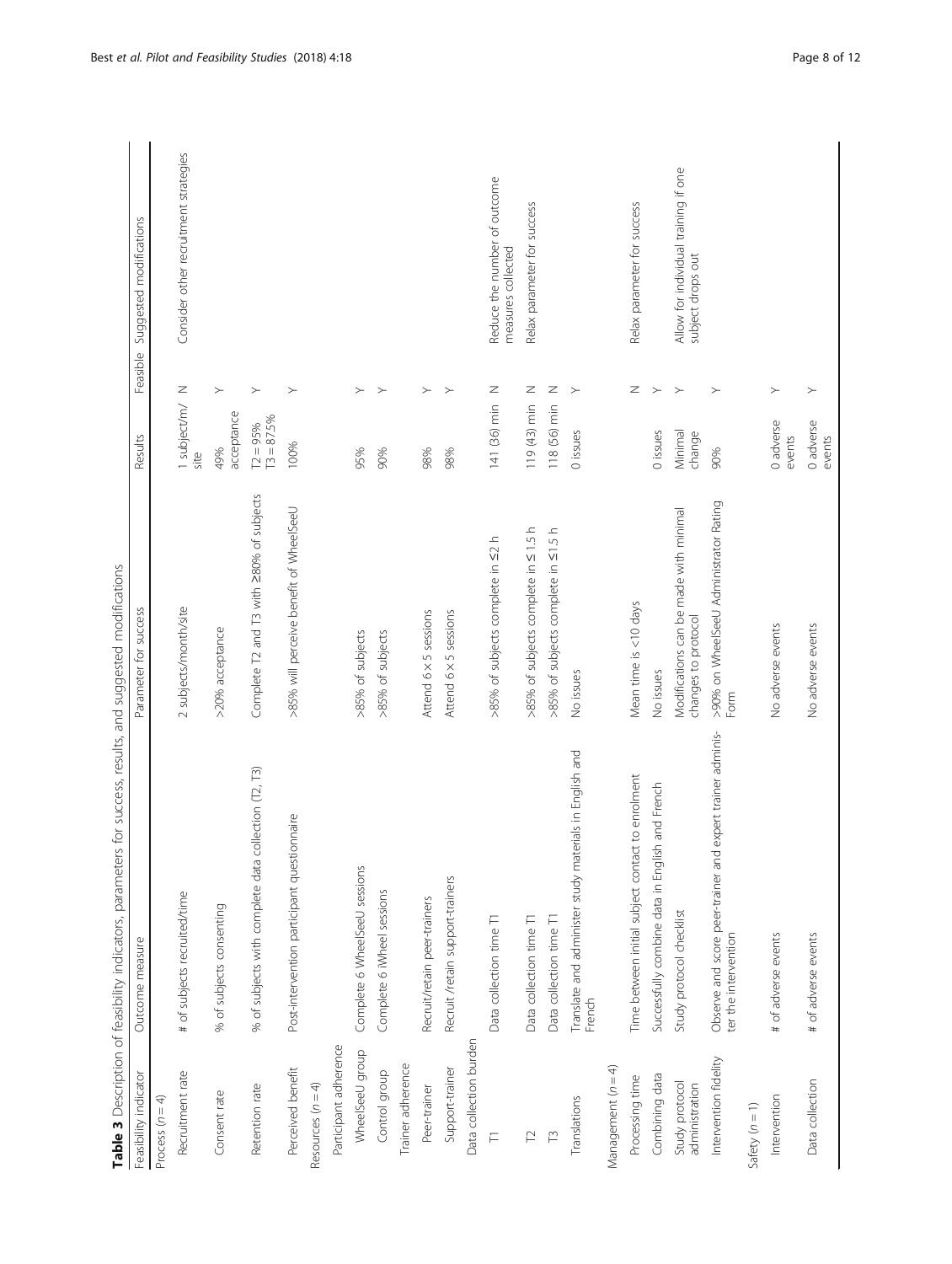**Table 3** Description of feasibility indicators, parameters for success, results, and suggested modifications

| Feasibility indicator | Outcome measure | Parameter for success | Results | Feasible | Suggested modifications |
|---|---|---|---|---|---|
| Process (n = 4) | | | | | |
| Recruitment rate | # of subjects recruited/time | 2 subjects/month/site | 1 subject/m/site | N | Consider other recruitment strategies |
| Consent rate | % of subjects consenting | >20% acceptance | 49% acceptance | Y | |
| Retention rate | % of subjects with complete data collection (T2, T3) | Complete T2 and T3 with ≥80% of subjects | T2 = 95% T3 = 87.5% | Y | |
| Perceived benefit | Post-intervention participant questionnaire | >85% will perceive benefit of WheelSeeU | 100% | Y | |
| Resources (n = 4) | | | | | |
| Participant adherence | | | | | |
| WheelSeeU group | Complete 6 WheelSeeU sessions | >85% of subjects | 95% | Y | |
| Control group | Complete 6 iWheel sessions | >85% of subjects | 90% | Y | |
| Trainer adherence | | | | | |
| Peer-trainer | Recruit/retain peer-trainers | Attend 6 × 5 sessions | 98% | Y | |
| Support-trainer | Recruit /retain support-trainers | Attend 6 × 5 sessions | 98% | Y | |
| Data collection burden | | | | | |
| T1 | Data collection time T1 | >85% of subjects complete in ≤2 h | 141 (36) min | N | Reduce the number of outcome measures collected |
| T2 | Data collection time T1 | >85% of subjects complete in ≤ 1.5 h | 119 (43) min | N | Relax parameter for success |
| T3 | Data collection time T1 | >85% of subjects complete in ≤1.5 h | 118 (56) min | N | |
| Translations | Translate and administer study materials in English and French | No issues | 0 issues | Y | |
| Management (n = 4) | | | | | |
| Processing time | Time between initial subject contact to enrolment | Mean time is <10 days | | N | Relax parameter for success |
| Combining data | Successfully combine data in English and French | No issues | 0 issues | Y | |
| Study protocol administration | Study protocol checklist | Modifications can be made with minimal changes to protocol | Minimal change | Y | Allow for individual training if one subject drops out |
| Intervention fidelity | Observe and score peer-trainer and expert trainer administer the intervention | >90% on WheelSeeU Administrator Rating Form | 90% | Y | |
| Safety (n = 1) | | | | | |
| Intervention | # of adverse events | No adverse events | 0 adverse events | Y | |
| Data collection | # of adverse events | No adverse events | 0 adverse events | Y | |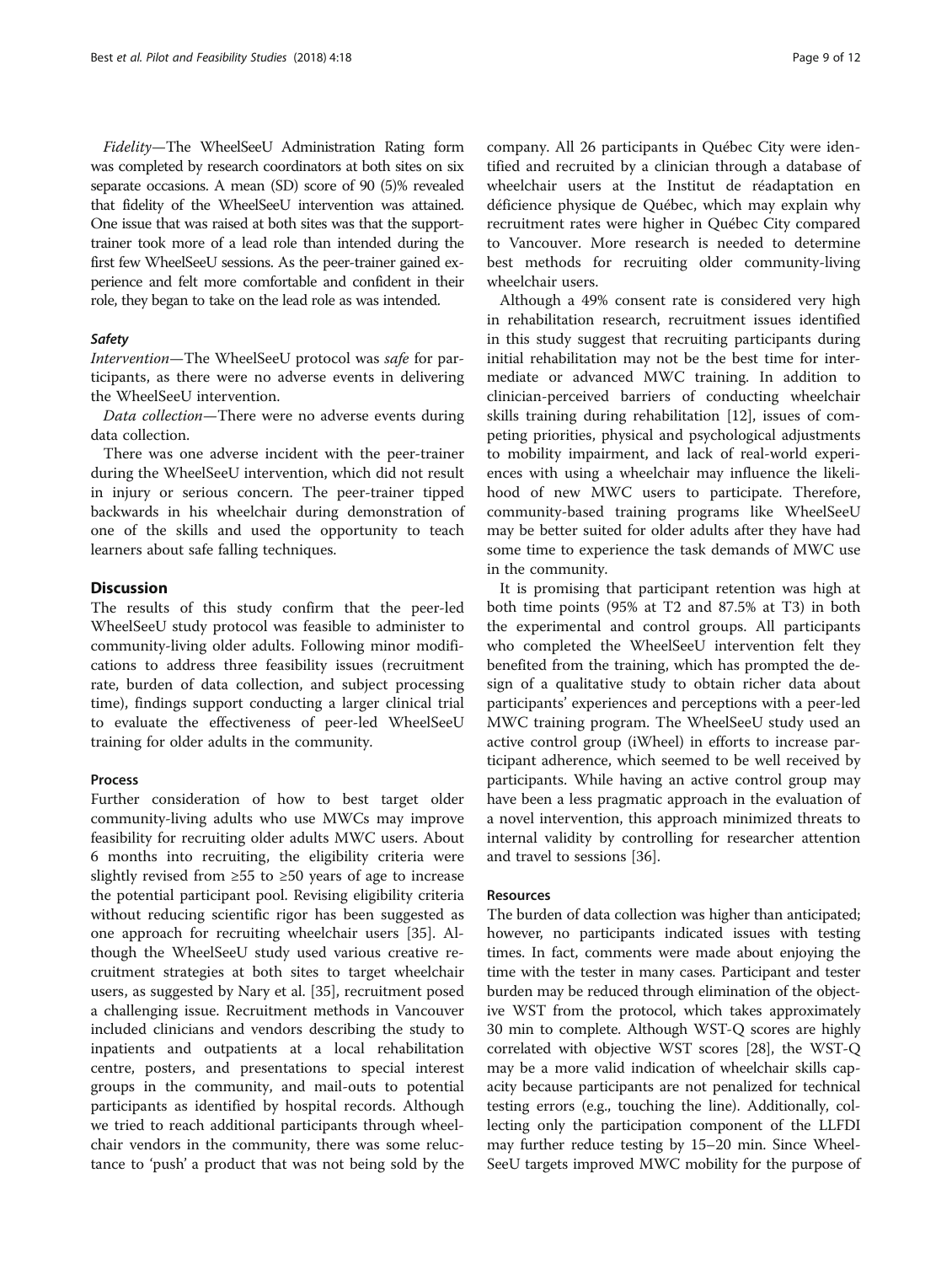*Fidelity*—The WheelSeeU Administration Rating form was completed by research coordinators at both sites on six separate occasions. A mean (SD) score of 90 (5)% revealed that fidelity of the WheelSeeU intervention was attained. One issue that was raised at both sites was that the support-trainer took more of a lead role than intended during the first few WheelSeeU sessions. As the peer-trainer gained experience and felt more comfortable and confident in their role, they began to take on the lead role as was intended.

### *Safety*

*Intervention*—The WheelSeeU protocol was *safe* for participants, as there were no adverse events in delivering the WheelSeeU intervention.

*Data collection*—There were no adverse events during data collection.

There was one adverse incident with the peer-trainer during the WheelSeeU intervention, which did not result in injury or serious concern. The peer-trainer tipped backwards in his wheelchair during demonstration of one of the skills and used the opportunity to teach learners about safe falling techniques.

## Discussion

The results of this study confirm that the peer-led WheelSeeU study protocol was feasible to administer to community-living older adults. Following minor modifications to address three feasibility issues (recruitment rate, burden of data collection, and subject processing time), findings support conducting a larger clinical trial to evaluate the effectiveness of peer-led WheelSeeU training for older adults in the community.

### Process

Further consideration of how to best target older community-living adults who use MWCs may improve feasibility for recruiting older adults MWC users. About 6 months into recruiting, the eligibility criteria were slightly revised from ≥55 to ≥50 years of age to increase the potential participant pool. Revising eligibility criteria without reducing scientific rigor has been suggested as one approach for recruiting wheelchair users [35]. Although the WheelSeeU study used various creative recruitment strategies at both sites to target wheelchair users, as suggested by Nary et al. [35], recruitment posed a challenging issue. Recruitment methods in Vancouver included clinicians and vendors describing the study to inpatients and outpatients at a local rehabilitation centre, posters, and presentations to special interest groups in the community, and mail-outs to potential participants as identified by hospital records. Although we tried to reach additional participants through wheelchair vendors in the community, there was some reluctance to 'push' a product that was not being sold by the company. All 26 participants in Québec City were identified and recruited by a clinician through a database of wheelchair users at the Institut de réadaptation en déficience physique de Québec, which may explain why recruitment rates were higher in Québec City compared to Vancouver. More research is needed to determine best methods for recruiting older community-living wheelchair users.

Although a 49% consent rate is considered very high in rehabilitation research, recruitment issues identified in this study suggest that recruiting participants during initial rehabilitation may not be the best time for intermediate or advanced MWC training. In addition to clinician-perceived barriers of conducting wheelchair skills training during rehabilitation [12], issues of competing priorities, physical and psychological adjustments to mobility impairment, and lack of real-world experiences with using a wheelchair may influence the likelihood of new MWC users to participate. Therefore, community-based training programs like WheelSeeU may be better suited for older adults after they have had some time to experience the task demands of MWC use in the community.

It is promising that participant retention was high at both time points (95% at T2 and 87.5% at T3) in both the experimental and control groups. All participants who completed the WheelSeeU intervention felt they benefited from the training, which has prompted the design of a qualitative study to obtain richer data about participants' experiences and perceptions with a peer-led MWC training program. The WheelSeeU study used an active control group (iWheel) in efforts to increase participant adherence, which seemed to be well received by participants. While having an active control group may have been a less pragmatic approach in the evaluation of a novel intervention, this approach minimized threats to internal validity by controlling for researcher attention and travel to sessions [36].

### Resources

The burden of data collection was higher than anticipated; however, no participants indicated issues with testing times. In fact, comments were made about enjoying the time with the tester in many cases. Participant and tester burden may be reduced through elimination of the objective WST from the protocol, which takes approximately 30 min to complete. Although WST-Q scores are highly correlated with objective WST scores [28], the WST-Q may be a more valid indication of wheelchair skills capacity because participants are not penalized for technical testing errors (e.g., touching the line). Additionally, collecting only the participation component of the LLFDI may further reduce testing by 15–20 min. Since WheelSeeU targets improved MWC mobility for the purpose of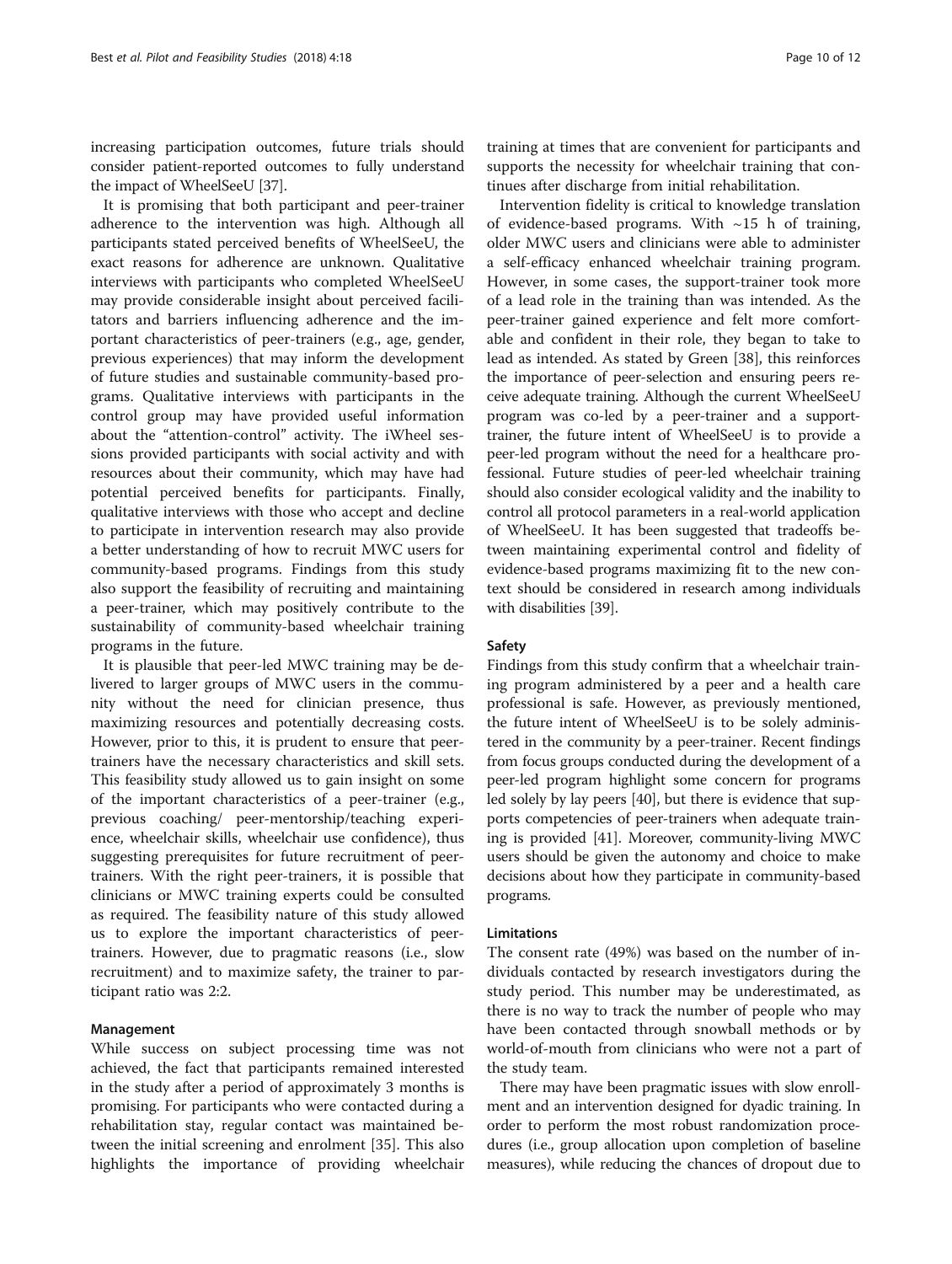increasing participation outcomes, future trials should consider patient-reported outcomes to fully understand the impact of WheelSeeU [37].

It is promising that both participant and peer-trainer adherence to the intervention was high. Although all participants stated perceived benefits of WheelSeeU, the exact reasons for adherence are unknown. Qualitative interviews with participants who completed WheelSeeU may provide considerable insight about perceived facilitators and barriers influencing adherence and the important characteristics of peer-trainers (e.g., age, gender, previous experiences) that may inform the development of future studies and sustainable community-based programs. Qualitative interviews with participants in the control group may have provided useful information about the "attention-control" activity. The iWheel sessions provided participants with social activity and with resources about their community, which may have had potential perceived benefits for participants. Finally, qualitative interviews with those who accept and decline to participate in intervention research may also provide a better understanding of how to recruit MWC users for community-based programs. Findings from this study also support the feasibility of recruiting and maintaining a peer-trainer, which may positively contribute to the sustainability of community-based wheelchair training programs in the future.

It is plausible that peer-led MWC training may be delivered to larger groups of MWC users in the community without the need for clinician presence, thus maximizing resources and potentially decreasing costs. However, prior to this, it is prudent to ensure that peer-trainers have the necessary characteristics and skill sets. This feasibility study allowed us to gain insight on some of the important characteristics of a peer-trainer (e.g., previous coaching/ peer-mentorship/teaching experience, wheelchair skills, wheelchair use confidence), thus suggesting prerequisites for future recruitment of peer-trainers. With the right peer-trainers, it is possible that clinicians or MWC training experts could be consulted as required. The feasibility nature of this study allowed us to explore the important characteristics of peer-trainers. However, due to pragmatic reasons (i.e., slow recruitment) and to maximize safety, the trainer to participant ratio was 2:2.

#### Management

While success on subject processing time was not achieved, the fact that participants remained interested in the study after a period of approximately 3 months is promising. For participants who were contacted during a rehabilitation stay, regular contact was maintained between the initial screening and enrolment [35]. This also highlights the importance of providing wheelchair training at times that are convenient for participants and supports the necessity for wheelchair training that continues after discharge from initial rehabilitation.

Intervention fidelity is critical to knowledge translation of evidence-based programs. With ~15 h of training, older MWC users and clinicians were able to administer a self-efficacy enhanced wheelchair training program. However, in some cases, the support-trainer took more of a lead role in the training than was intended. As the peer-trainer gained experience and felt more comfortable and confident in their role, they began to take to lead as intended. As stated by Green [38], this reinforces the importance of peer-selection and ensuring peers receive adequate training. Although the current WheelSeeU program was co-led by a peer-trainer and a support-trainer, the future intent of WheelSeeU is to provide a peer-led program without the need for a healthcare professional. Future studies of peer-led wheelchair training should also consider ecological validity and the inability to control all protocol parameters in a real-world application of WheelSeeU. It has been suggested that tradeoffs between maintaining experimental control and fidelity of evidence-based programs maximizing fit to the new context should be considered in research among individuals with disabilities [39].

#### Safety

Findings from this study confirm that a wheelchair training program administered by a peer and a health care professional is safe. However, as previously mentioned, the future intent of WheelSeeU is to be solely administered in the community by a peer-trainer. Recent findings from focus groups conducted during the development of a peer-led program highlight some concern for programs led solely by lay peers [40], but there is evidence that supports competencies of peer-trainers when adequate training is provided [41]. Moreover, community-living MWC users should be given the autonomy and choice to make decisions about how they participate in community-based programs.

#### Limitations

The consent rate (49%) was based on the number of individuals contacted by research investigators during the study period. This number may be underestimated, as there is no way to track the number of people who may have been contacted through snowball methods or by world-of-mouth from clinicians who were not a part of the study team.

There may have been pragmatic issues with slow enrollment and an intervention designed for dyadic training. In order to perform the most robust randomization procedures (i.e., group allocation upon completion of baseline measures), while reducing the chances of dropout due to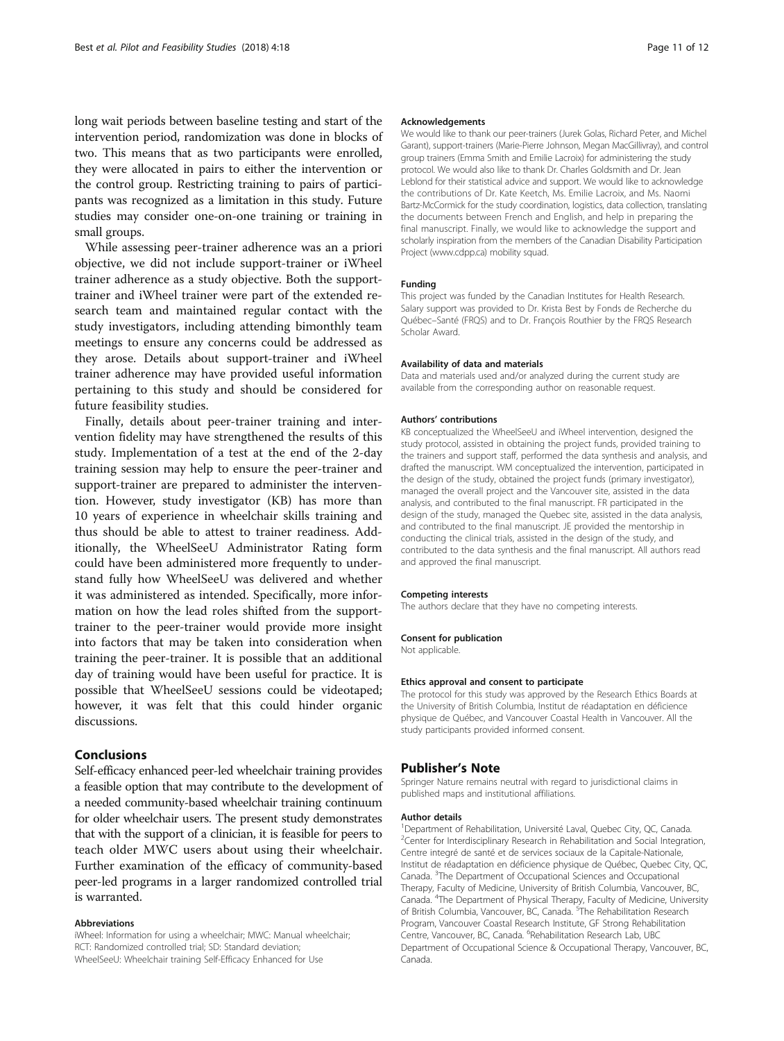long wait periods between baseline testing and start of the intervention period, randomization was done in blocks of two. This means that as two participants were enrolled, they were allocated in pairs to either the intervention or the control group. Restricting training to pairs of participants was recognized as a limitation in this study. Future studies may consider one-on-one training or training in small groups.

While assessing peer-trainer adherence was an a priori objective, we did not include support-trainer or iWheel trainer adherence as a study objective. Both the support-trainer and iWheel trainer were part of the extended research team and maintained regular contact with the study investigators, including attending bimonthly team meetings to ensure any concerns could be addressed as they arose. Details about support-trainer and iWheel trainer adherence may have provided useful information pertaining to this study and should be considered for future feasibility studies.

Finally, details about peer-trainer training and intervention fidelity may have strengthened the results of this study. Implementation of a test at the end of the 2-day training session may help to ensure the peer-trainer and support-trainer are prepared to administer the intervention. However, study investigator (KB) has more than 10 years of experience in wheelchair skills training and thus should be able to attest to trainer readiness. Additionally, the WheelSeeU Administrator Rating form could have been administered more frequently to understand fully how WheelSeeU was delivered and whether it was administered as intended. Specifically, more information on how the lead roles shifted from the support-trainer to the peer-trainer would provide more insight into factors that may be taken into consideration when training the peer-trainer. It is possible that an additional day of training would have been useful for practice. It is possible that WheelSeeU sessions could be videotaped; however, it was felt that this could hinder organic discussions.

## Conclusions

Self-efficacy enhanced peer-led wheelchair training provides a feasible option that may contribute to the development of a needed community-based wheelchair training continuum for older wheelchair users. The present study demonstrates that with the support of a clinician, it is feasible for peers to teach older MWC users about using their wheelchair. Further examination of the efficacy of community-based peer-led programs in a larger randomized controlled trial is warranted.

#### Abbreviations

iWheel: Information for using a wheelchair; MWC: Manual wheelchair; RCT: Randomized controlled trial; SD: Standard deviation; WheelSeeU: Wheelchair training Self-Efficacy Enhanced for Use

#### Acknowledgements

We would like to thank our peer-trainers (Jurek Golas, Richard Peter, and Michel Garant), support-trainers (Marie-Pierre Johnson, Megan MacGillivray), and control group trainers (Emma Smith and Emilie Lacroix) for administering the study protocol. We would also like to thank Dr. Charles Goldsmith and Dr. Jean Leblond for their statistical advice and support. We would like to acknowledge the contributions of Dr. Kate Keetch, Ms. Emilie Lacroix, and Ms. Naomi Bartz-McCormick for the study coordination, logistics, data collection, translating the documents between French and English, and help in preparing the final manuscript. Finally, we would like to acknowledge the support and scholarly inspiration from the members of the Canadian Disability Participation Project (www.cdpp.ca) mobility squad.

#### Funding

This project was funded by the Canadian Institutes for Health Research. Salary support was provided to Dr. Krista Best by Fonds de Recherche du Québec–Santé (FRQS) and to Dr. François Routhier by the FRQS Research Scholar Award.

#### Availability of data and materials

Data and materials used and/or analyzed during the current study are available from the corresponding author on reasonable request.

#### Authors' contributions

KB conceptualized the WheelSeeU and iWheel intervention, designed the study protocol, assisted in obtaining the project funds, provided training to the trainers and support staff, performed the data synthesis and analysis, and drafted the manuscript. WM conceptualized the intervention, participated in the design of the study, obtained the project funds (primary investigator), managed the overall project and the Vancouver site, assisted in the data analysis, and contributed to the final manuscript. FR participated in the design of the study, managed the Quebec site, assisted in the data analysis, and contributed to the final manuscript. JE provided the mentorship in conducting the clinical trials, assisted in the design of the study, and contributed to the data synthesis and the final manuscript. All authors read and approved the final manuscript.

#### Competing interests

The authors declare that they have no competing interests.

#### Consent for publication

Not applicable.

#### Ethics approval and consent to participate

The protocol for this study was approved by the Research Ethics Boards at the University of British Columbia, Institut de réadaptation en déficience physique de Québec, and Vancouver Coastal Health in Vancouver. All the study participants provided informed consent.

## Publisher's Note

Springer Nature remains neutral with regard to jurisdictional claims in published maps and institutional affiliations.

#### Author details

[1]Department of Rehabilitation, Université Laval, Quebec City, QC, Canada. [2]Center for Interdisciplinary Research in Rehabilitation and Social Integration, Centre integré de santé et de services sociaux de la Capitale-Nationale, Institut de réadaptation en déficience physique de Québec, Quebec City, QC, Canada. [3]The Department of Occupational Sciences and Occupational Therapy, Faculty of Medicine, University of British Columbia, Vancouver, BC, Canada. [4]The Department of Physical Therapy, Faculty of Medicine, University of British Columbia, Vancouver, BC, Canada. [5]The Rehabilitation Research Program, Vancouver Coastal Research Institute, GF Strong Rehabilitation Centre, Vancouver, BC, Canada. [6]Rehabilitation Research Lab, UBC Department of Occupational Science & Occupational Therapy, Vancouver, BC, Canada.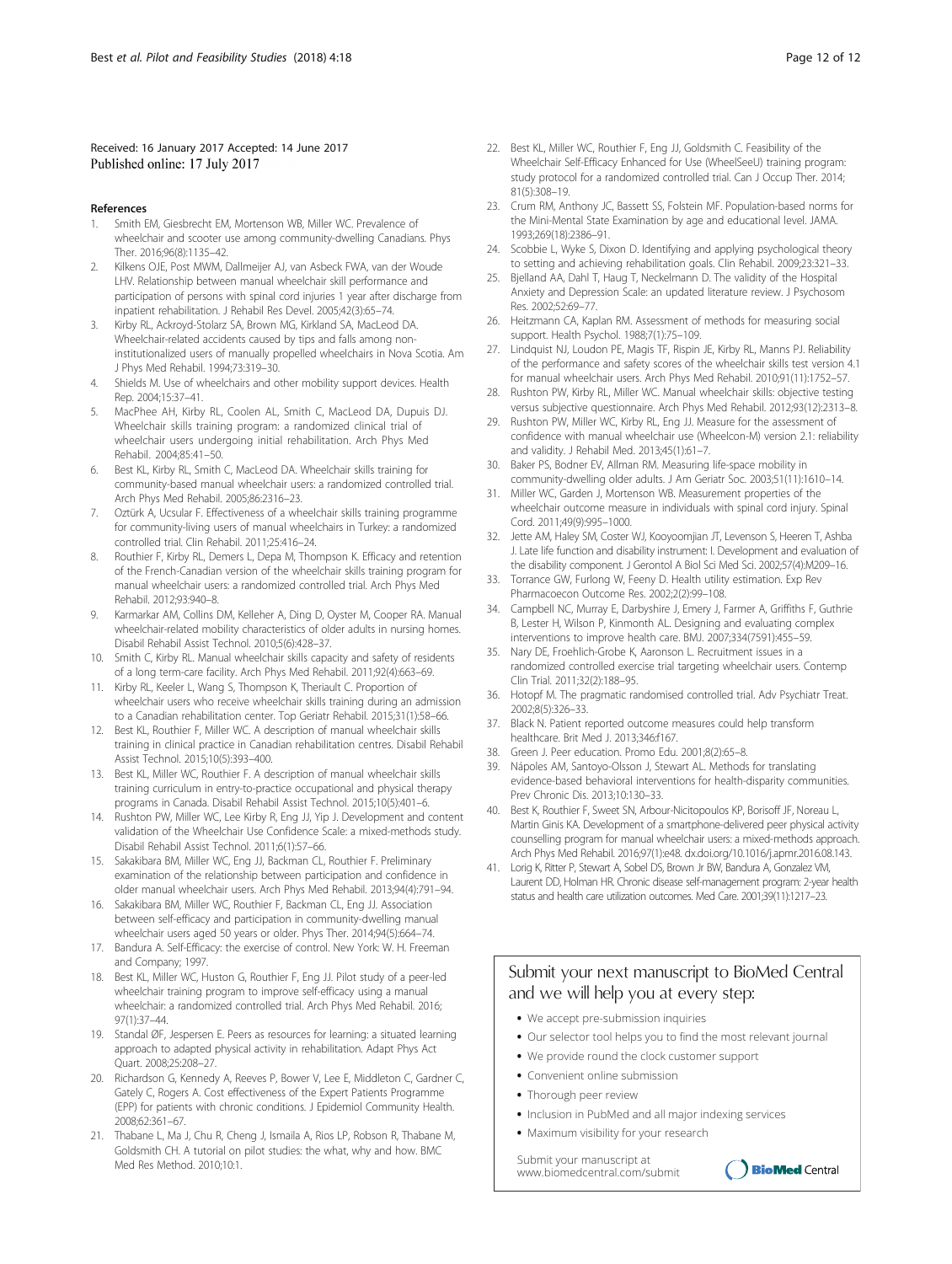Received: 16 January 2017 Accepted: 14 June 2017
Published online: 17 July 2017

## References

1. Smith EM, Giesbrecht EM, Mortenson WB, Miller WC. Prevalence of wheelchair and scooter use among community-dwelling Canadians. Phys Ther. 2016;96(8):1135–42.
2. Kilkens OJE, Post MWM, Dallmeijer AJ, van Asbeck FWA, van der Woude LHV. Relationship between manual wheelchair skill performance and participation of persons with spinal cord injuries 1 year after discharge from inpatient rehabilitation. J Rehabil Res Devel. 2005;42(3):65–74.
3. Kirby RL, Ackroyd-Stolarz SA, Brown MG, Kirkland SA, MacLeod DA. Wheelchair-related accidents caused by tips and falls among non-institutionalized users of manually propelled wheelchairs in Nova Scotia. Am J Phys Med Rehabil. 1994;73:319–30.
4. Shields M. Use of wheelchairs and other mobility support devices. Health Rep. 2004;15:37–41.
5. MacPhee AH, Kirby RL, Coolen AL, Smith C, MacLeod DA, Dupuis DJ. Wheelchair skills training program: a randomized clinical trial of wheelchair users undergoing initial rehabilitation. Arch Phys Med Rehabil. 2004;85:41–50.
6. Best KL, Kirby RL, Smith C, MacLeod DA. Wheelchair skills training for community-based manual wheelchair users: a randomized controlled trial. Arch Phys Med Rehabil. 2005;86:2316–23.
7. Öztürk A, Ucsular F. Effectiveness of a wheelchair skills training programme for community-living users of manual wheelchairs in Turkey: a randomized controlled trial. Clin Rehabil. 2011;25:416–24.
8. Routhier F, Kirby RL, Demers L, Depa M, Thompson K. Efficacy and retention of the French-Canadian version of the wheelchair skills training program for manual wheelchair users: a randomized controlled trial. Arch Phys Med Rehabil. 2012;93:940–8.
9. Karmarkar AM, Collins DM, Kelleher A, Ding D, Oyster M, Cooper RA. Manual wheelchair-related mobility characteristics of older adults in nursing homes. Disabil Rehabil Assist Technol. 2010;5(6):428–37.
10. Smith C, Kirby RL. Manual wheelchair skills capacity and safety of residents of a long term-care facility. Arch Phys Med Rehabil. 2011;92(4):663–69.
11. Kirby RL, Keeler L, Wang S, Thompson K, Theriault C. Proportion of wheelchair users who receive wheelchair skills training during an admission to a Canadian rehabilitation center. Top Geriatr Rehabil. 2015;31(1):58–66.
12. Best KL, Routhier F, Miller WC. A description of manual wheelchair skills training in clinical practice in Canadian rehabilitation centres. Disabil Rehabil Assist Technol. 2015;10(5):393–400.
13. Best KL, Miller WC, Routhier F. A description of manual wheelchair skills training curriculum in entry-to-practice occupational and physical therapy programs in Canada. Disabil Rehabil Assist Technol. 2015;10(5):401–6.
14. Rushton PW, Miller WC, Lee Kirby R, Eng JJ, Yip J. Development and content validation of the Wheelchair Use Confidence Scale: a mixed-methods study. Disabil Rehabil Assist Technol. 2011;6(1):57–66.
15. Sakakibara BM, Miller WC, Eng JJ, Backman CL, Routhier F. Preliminary examination of the relationship between participation and confidence in older manual wheelchair users. Arch Phys Med Rehabil. 2013;94(4):791–94.
16. Sakakibara BM, Miller WC, Routhier F, Backman CL, Eng JJ. Association between self-efficacy and participation in community-dwelling manual wheelchair users aged 50 years or older. Phys Ther. 2014;94(5):664–74.
17. Bandura A. Self-Efficacy: the exercise of control. New York: W. H. Freeman and Company; 1997.
18. Best KL, Miller WC, Huston G, Routhier F, Eng JJ. Pilot study of a peer-led wheelchair training program to improve self-efficacy using a manual wheelchair: a randomized controlled trial. Arch Phys Med Rehabil. 2016; 97(1):37–44.
19. Standal ØF, Jespersen E. Peers as resources for learning: a situated learning approach to adapted physical activity in rehabilitation. Adapt Phys Act Quart. 2008;25:208–27.
20. Richardson G, Kennedy A, Reeves P, Bower V, Lee E, Middleton C, Gardner C, Gately C, Rogers A. Cost effectiveness of the Expert Patients Programme (EPP) for patients with chronic conditions. J Epidemiol Community Health. 2008;62:361–67.
21. Thabane L, Ma J, Chu R, Cheng J, Ismaila A, Rios LP, Robson R, Thabane M, Goldsmith CH. A tutorial on pilot studies: the what, why and how. BMC Med Res Method. 2010;10:1.
22. Best KL, Miller WC, Routhier F, Eng JJ, Goldsmith C. Feasibility of the Wheelchair Self-Efficacy Enhanced for Use (WheelSeeU) training program: study protocol for a randomized controlled trial. Can J Occup Ther. 2014; 81(5):308–19.
23. Crum RM, Anthony JC, Bassett SS, Folstein MF. Population-based norms for the Mini-Mental State Examination by age and educational level. JAMA. 1993;269(18):2386–91.
24. Scobbie L, Wyke S, Dixon D. Identifying and applying psychological theory to setting and achieving rehabilitation goals. Clin Rehabil. 2009;23:321–33.
25. Bjelland AA, Dahl T, Haug T, Neckelmann D. The validity of the Hospital Anxiety and Depression Scale: an updated literature review. J Psychosom Res. 2002;52:69–77.
26. Heitzmann CA, Kaplan RM. Assessment of methods for measuring social support. Health Psychol. 1988;7(1):75–109.
27. Lindquist NJ, Loudon PE, Magis TF, Rispin JE, Kirby RL, Manns PJ. Reliability of the performance and safety scores of the wheelchair skills test version 4.1 for manual wheelchair users. Arch Phys Med Rehabil. 2010;91(11):1752–57.
28. Rushton PW, Kirby RL, Miller WC. Manual wheelchair skills: objective testing versus subjective questionnaire. Arch Phys Med Rehabil. 2012;93(12):2313–8.
29. Rushton PW, Miller WC, Kirby RL, Eng JJ. Measure for the assessment of confidence with manual wheelchair use (Wheelcon-M) version 2.1: reliability and validity. J Rehabil Med. 2013;45(1):61–7.
30. Baker PS, Bodner EV, Allman RM. Measuring life-space mobility in community-dwelling older adults. J Am Geriatr Soc. 2003;51(11):1610–14.
31. Miller WC, Garden J, Mortenson WB. Measurement properties of the wheelchair outcome measure in individuals with spinal cord injury. Spinal Cord. 2011;49(9):995–1000.
32. Jette AM, Haley SM, Coster WJ, Kooyoomjian JT, Levenson S, Heeren T, Ashba J. Late life function and disability instrument: I. Development and evaluation of the disability component. J Gerontol A Biol Sci Med Sci. 2002;57(4):M209–16.
33. Torrance GW, Furlong W, Feeny D. Health utility estimation. Exp Rev Pharmacoecon Outcome Res. 2002;2(2):99–108.
34. Campbell NC, Murray E, Darbyshire J, Emery J, Farmer A, Griffiths F, Guthrie B, Lester H, Wilson P, Kinmonth AL. Designing and evaluating complex interventions to improve health care. BMJ. 2007;334(7591):455–59.
35. Nary DE, Froehlich-Grobe K, Aaronson L. Recruitment issues in a randomized controlled exercise trial targeting wheelchair users. Contemp Clin Trial. 2011;32(2):188–95.
36. Hotopf M. The pragmatic randomised controlled trial. Adv Psychiatr Treat. 2002;8(5):326–33.
37. Black N. Patient reported outcome measures could help transform healthcare. Brit Med J. 2013;346:f167.
38. Green J. Peer education. Promo Edu. 2001;8(2):65–8.
39. Nápoles AM, Santoyo-Olsson J, Stewart AL. Methods for translating evidence-based behavioral interventions for health-disparity communities. Prev Chronic Dis. 2013;10:130–33.
40. Best K, Routhier F, Sweet SN, Arbour-Nicitopoulos KP, Borisoff JF, Noreau L, Martin Ginis KA. Development of a smartphone-delivered peer physical activity counselling program for manual wheelchair users: a mixed-methods approach. Arch Phys Med Rehabil. 2016;97(1):e48. dx.doi.org/10.1016/j.apmr.2016.08.143.
41. Lorig K, Ritter P, Stewart A, Sobel DS, Brown Jr BW, Bandura A, Gonzalez VM, Laurent DD, Holman HR. Chronic disease self-management program: 2-year health status and health care utilization outcomes. Med Care. 2001;39(11):1217–23.

Submit your next manuscript to BioMed Central and we will help you at every step:

- We accept pre-submission inquiries
- Our selector tool helps you to find the most relevant journal
- We provide round the clock customer support
- Convenient online submission
- Thorough peer review
- Inclusion in PubMed and all major indexing services
- Maximum visibility for your research

Submit your manuscript at
www.biomedcentral.com/submit

BioMed Central